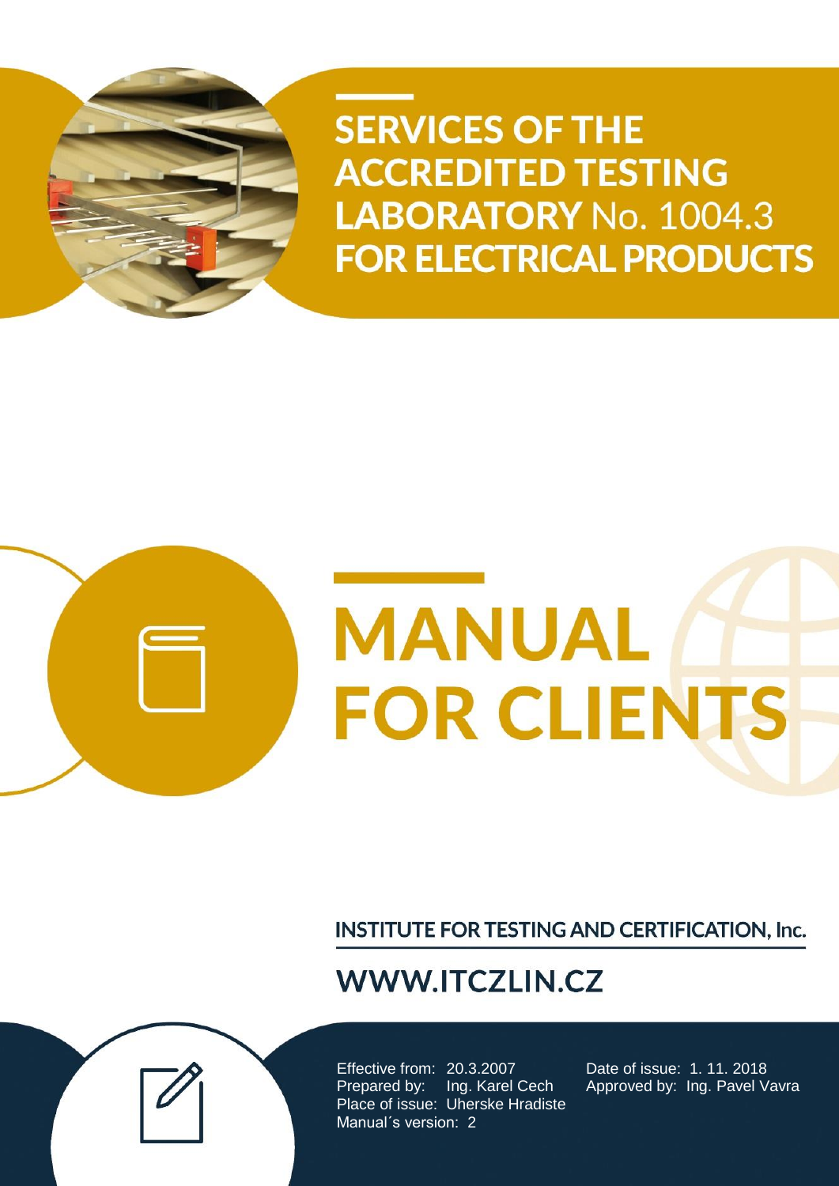# SERVICES OF THE ACCREDITED TESTING LABORATORY No. 1004.3 FOR ELECTRICAL PRODUCTS

# MANUAL FOR CLIENTS

**INSTITUTE FOR TESTING AND CERTIFICATION, Inc.**

**WWW.ITCZLIN.CZ**

Effective from: 20.3.2007
Prepared by: Ing. Karel Cech
Place of issue: Uherske Hradiste
Manual´s version: 2

Date of issue: 1. 11. 2018
Approved by: Ing. Pavel Vavra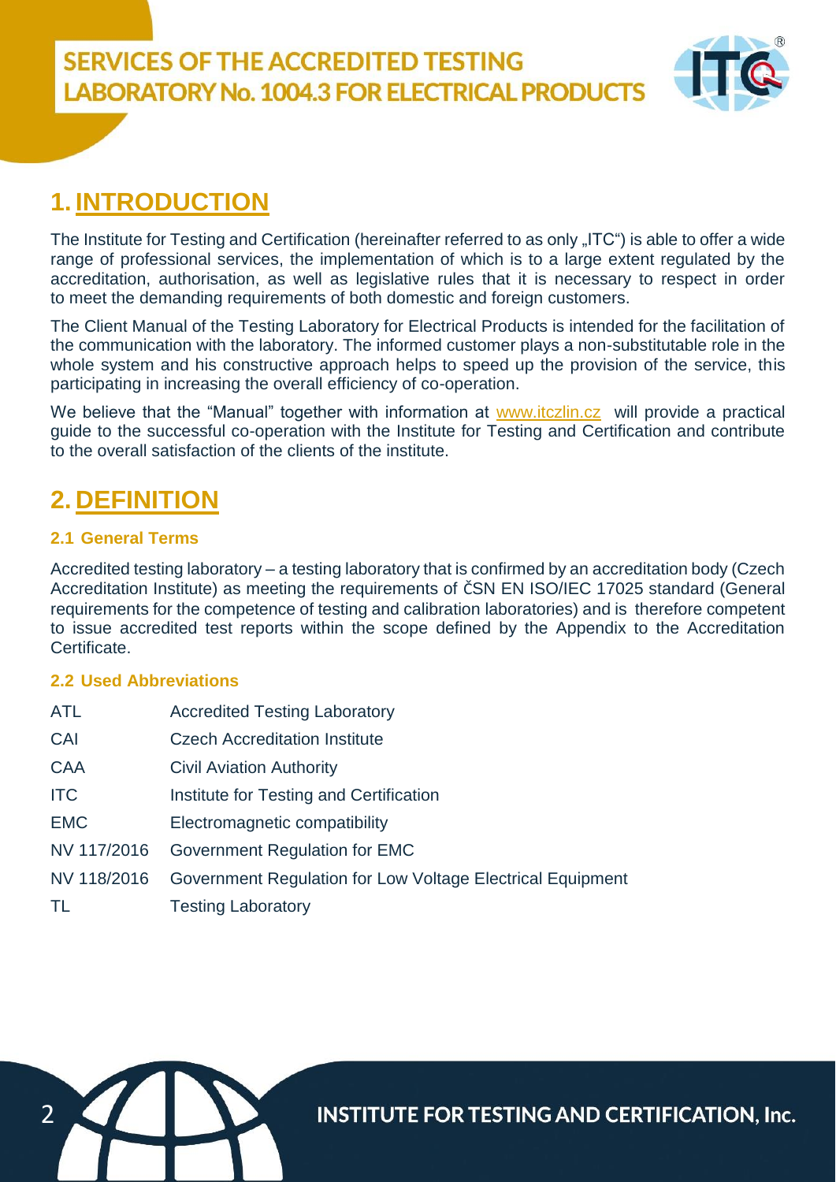# SERVICES OF THE ACCREDITED TESTING LABORATORY No. 1004.3 FOR ELECTRICAL PRODUCTS

## 1. INTRODUCTION

The Institute for Testing and Certification (hereinafter referred to as only „ITC") is able to offer a wide range of professional services, the implementation of which is to a large extent regulated by the accreditation, authorisation, as well as legislative rules that it is necessary to respect in order to meet the demanding requirements of both domestic and foreign customers.

The Client Manual of the Testing Laboratory for Electrical Products is intended for the facilitation of the communication with the laboratory. The informed customer plays a non-substitutable role in the whole system and his constructive approach helps to speed up the provision of the service, this participating in increasing the overall efficiency of co-operation.

We believe that the "Manual" together with information at www.itczlin.cz will provide a practical guide to the successful co-operation with the Institute for Testing and Certification and contribute to the overall satisfaction of the clients of the institute.

## 2. DEFINITION

### 2.1 General Terms

Accredited testing laboratory – a testing laboratory that is confirmed by an accreditation body (Czech Accreditation Institute) as meeting the requirements of ČSN EN ISO/IEC 17025 standard (General requirements for the competence of testing and calibration laboratories) and is therefore competent to issue accredited test reports within the scope defined by the Appendix to the Accreditation Certificate.

### 2.2 Used Abbreviations

| | |
|---|---|
| ATL | Accredited Testing Laboratory |
| CAI | Czech Accreditation Institute |
| CAA | Civil Aviation Authority |
| ITC | Institute for Testing and Certification |
| EMC | Electromagnetic compatibility |
| NV 117/2016 | Government Regulation for EMC |
| NV 118/2016 | Government Regulation for Low Voltage Electrical Equipment |
| TL | Testing Laboratory |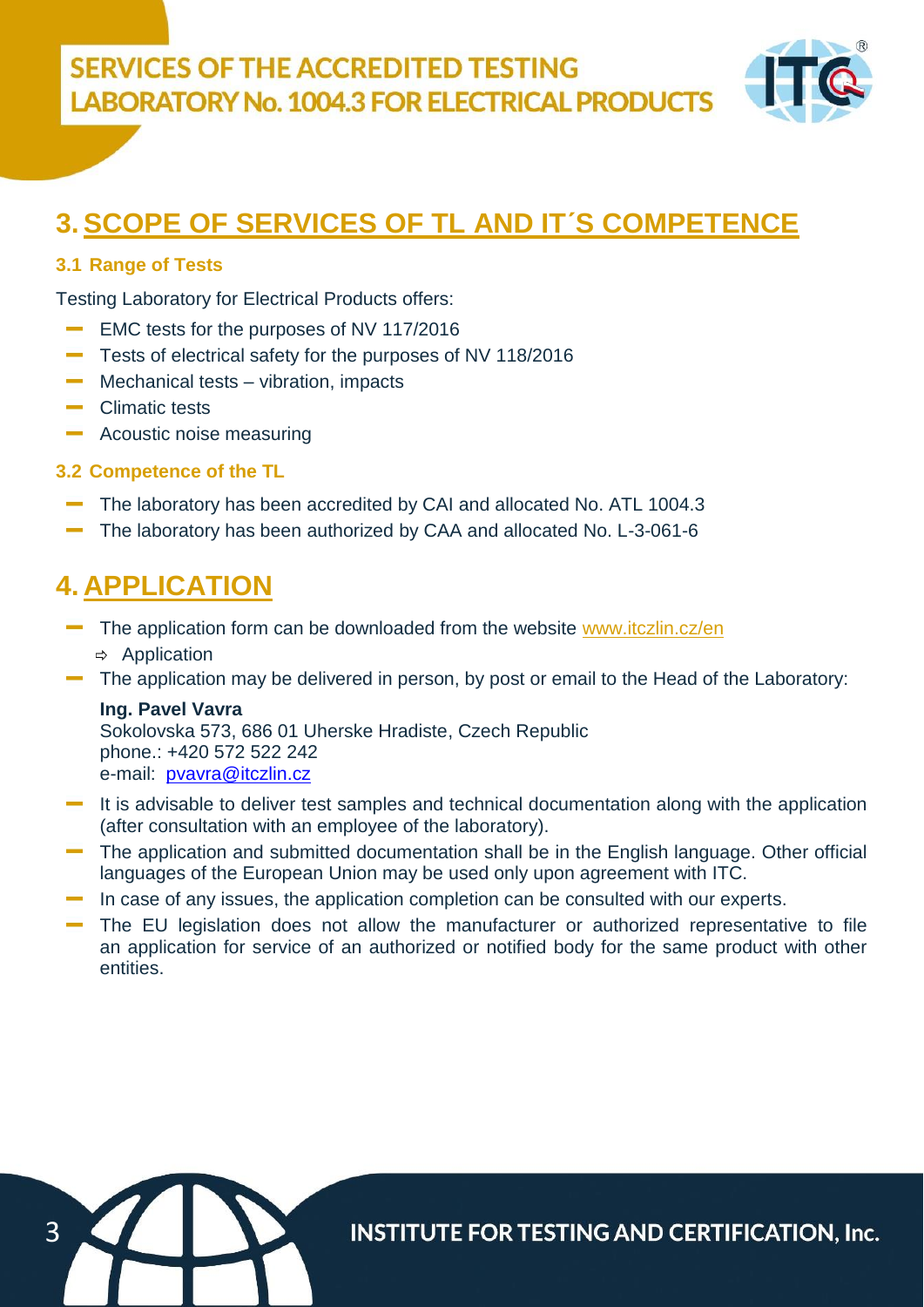## 3. SCOPE OF SERVICES OF TL AND IT´S COMPETENCE

### 3.1 Range of Tests

Testing Laboratory for Electrical Products offers:

- EMC tests for the purposes of NV 117/2016
- Tests of electrical safety for the purposes of NV 118/2016
- Mechanical tests – vibration, impacts
- Climatic tests
- Acoustic noise measuring

### 3.2 Competence of the TL

- The laboratory has been accredited by CAI and allocated No. ATL 1004.3
- The laboratory has been authorized by CAA and allocated No. L-3-061-6

## 4. APPLICATION

- The application form can be downloaded from the website www.itczlin.cz/en
  - ⇨ Application
- The application may be delivered in person, by post or email to the Head of the Laboratory:

  **Ing. Pavel Vavra**
  Sokolovska 573, 686 01 Uherske Hradiste, Czech Republic
  phone.: +420 572 522 242
  e-mail: pvavra@itczlin.cz

- It is advisable to deliver test samples and technical documentation along with the application (after consultation with an employee of the laboratory).
- The application and submitted documentation shall be in the English language. Other official languages of the European Union may be used only upon agreement with ITC.
- In case of any issues, the application completion can be consulted with our experts.
- The EU legislation does not allow the manufacturer or authorized representative to file an application for service of an authorized or notified body for the same product with other entities.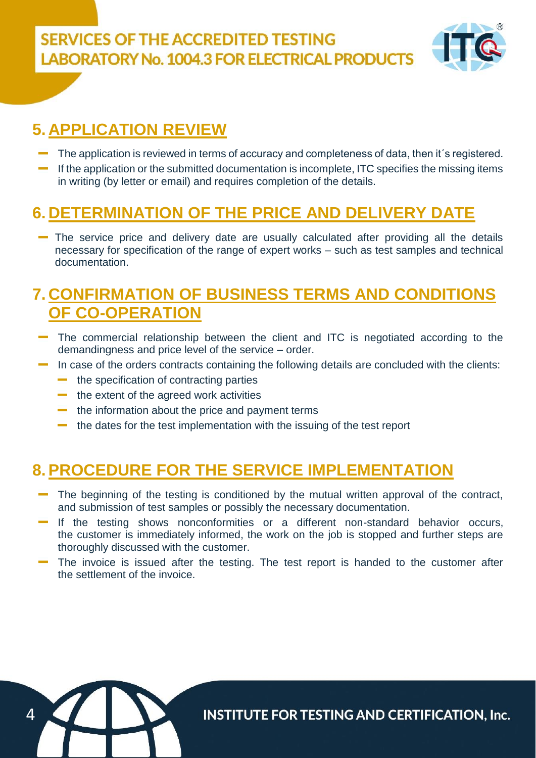## 5. APPLICATION REVIEW

- The application is reviewed in terms of accuracy and completeness of data, then it´s registered.
- If the application or the submitted documentation is incomplete, ITC specifies the missing items in writing (by letter or email) and requires completion of the details.

## 6. DETERMINATION OF THE PRICE AND DELIVERY DATE

- The service price and delivery date are usually calculated after providing all the details necessary for specification of the range of expert works – such as test samples and technical documentation.

## 7. CONFIRMATION OF BUSINESS TERMS AND CONDITIONS OF CO-OPERATION

- The commercial relationship between the client and ITC is negotiated according to the demandingness and price level of the service – order.
- In case of the orders contracts containing the following details are concluded with the clients:
  - the specification of contracting parties
  - the extent of the agreed work activities
  - the information about the price and payment terms
  - the dates for the test implementation with the issuing of the test report

## 8. PROCEDURE FOR THE SERVICE IMPLEMENTATION

- The beginning of the testing is conditioned by the mutual written approval of the contract, and submission of test samples or possibly the necessary documentation.
- If the testing shows nonconformities or a different non-standard behavior occurs, the customer is immediately informed, the work on the job is stopped and further steps are thoroughly discussed with the customer.
- The invoice is issued after the testing. The test report is handed to the customer after the settlement of the invoice.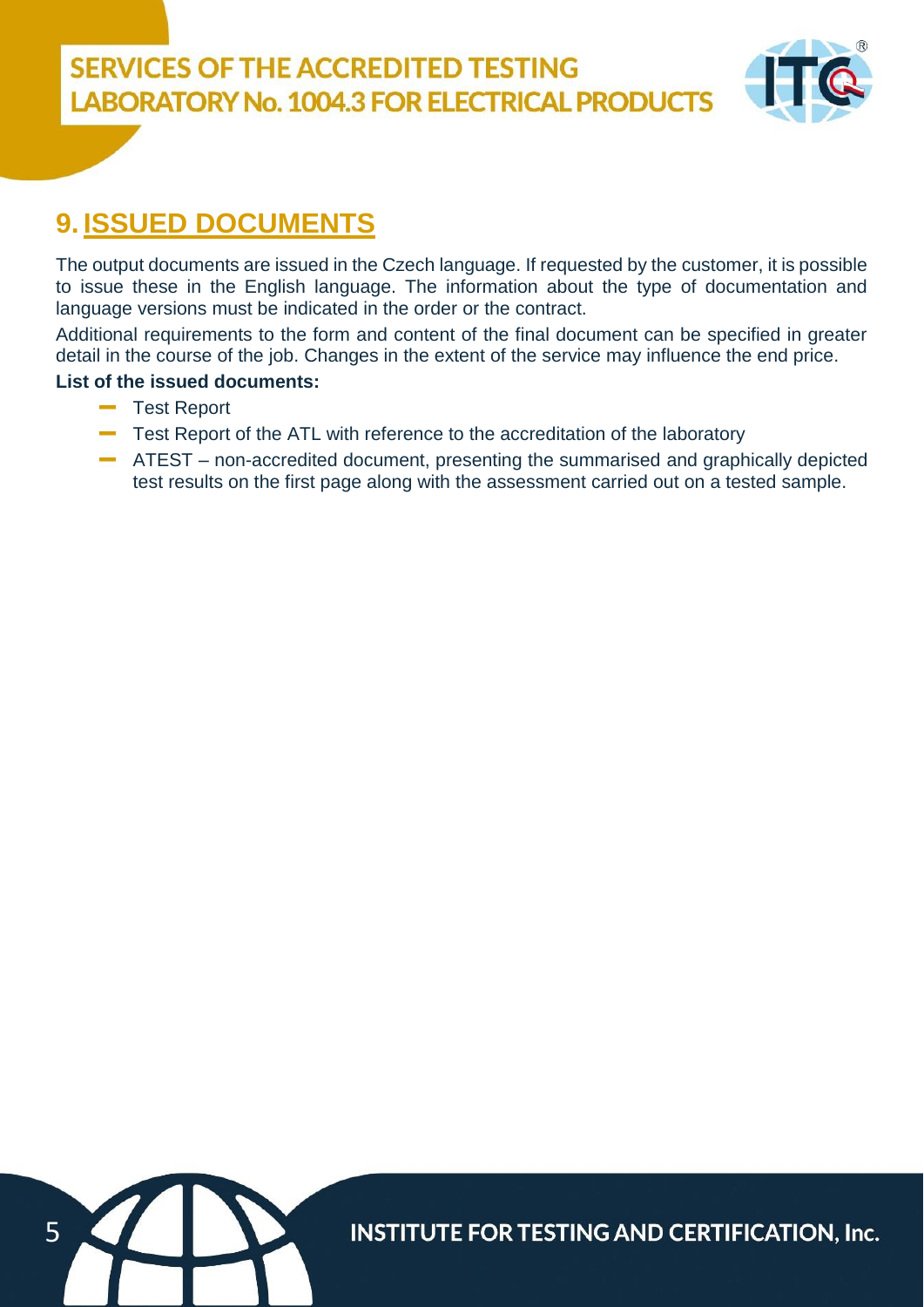## 9. ISSUED DOCUMENTS

The output documents are issued in the Czech language. If requested by the customer, it is possible to issue these in the English language. The information about the type of documentation and language versions must be indicated in the order or the contract.

Additional requirements to the form and content of the final document can be specified in greater detail in the course of the job. Changes in the extent of the service may influence the end price.

**List of the issued documents:**

- Test Report
- Test Report of the ATL with reference to the accreditation of the laboratory
- ATEST – non-accredited document, presenting the summarised and graphically depicted test results on the first page along with the assessment carried out on a tested sample.